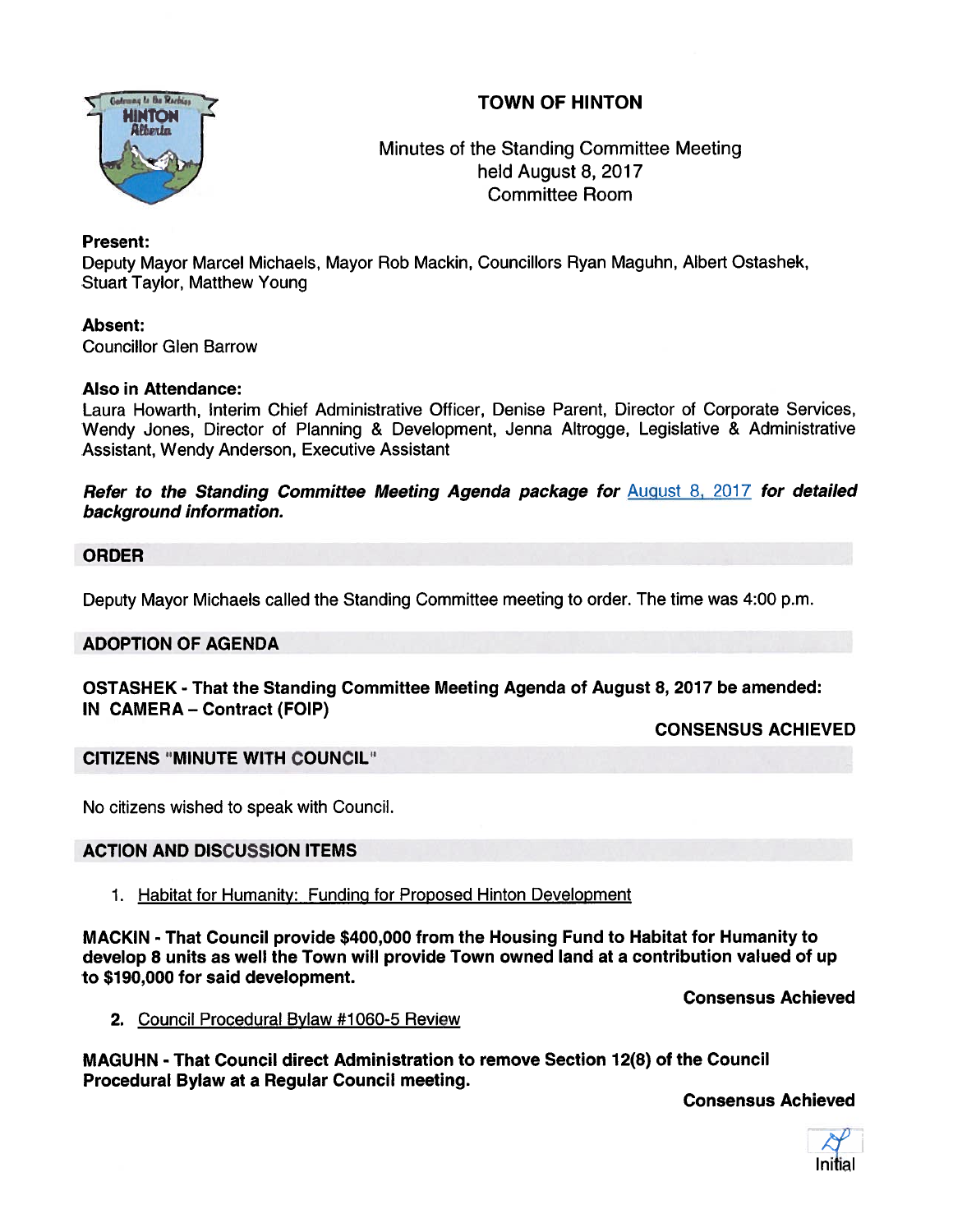# TOWN OF HINTON

Minutes of the Standing Committee Meeting
held August 8, 2017
Committee Room

**Present:**
Deputy Mayor Marcel Michaels, Mayor Rob Mackin, Councillors Ryan Maguhn, Albert Ostashek, Stuart Taylor, Matthew Young

**Absent:**
Councillor Glen Barrow

**Also in Attendance:**
Laura Howarth, Interim Chief Administrative Officer, Denise Parent, Director of Corporate Services, Wendy Jones, Director of Planning & Development, Jenna Altrogge, Legislative & Administrative Assistant, Wendy Anderson, Executive Assistant

***Refer to the Standing Committee Meeting Agenda package for August 8, 2017 for detailed background information.***

## ORDER

Deputy Mayor Michaels called the Standing Committee meeting to order. The time was 4:00 p.m.

## ADOPTION OF AGENDA

**OSTASHEK - That the Standing Committee Meeting Agenda of August 8, 2017 be amended:**
**IN CAMERA – Contract (FOIP)**

**CONSENSUS ACHIEVED**

## CITIZENS "MINUTE WITH COUNCIL"

No citizens wished to speak with Council.

## ACTION AND DISCUSSION ITEMS

1. Habitat for Humanity: Funding for Proposed Hinton Development

**MACKIN - That Council provide $400,000 from the Housing Fund to Habitat for Humanity to develop 8 units as well the Town will provide Town owned land at a contribution valued of up to $190,000 for said development.**

**Consensus Achieved**

2. Council Procedural Bylaw #1060-5 Review

**MAGUHN - That Council direct Administration to remove Section 12(8) of the Council Procedural Bylaw at a Regular Council meeting.**

**Consensus Achieved**

Initial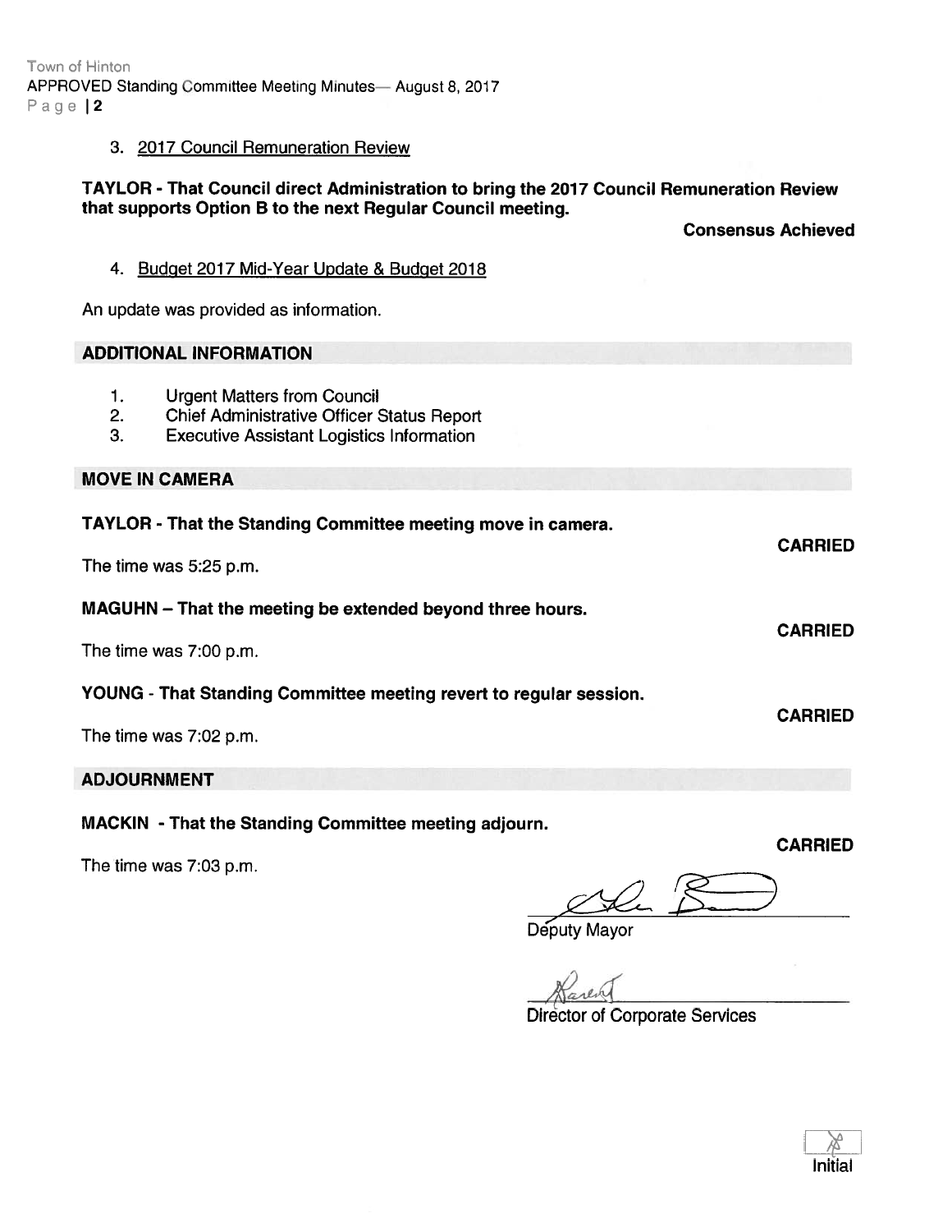3. 2017 Council Remuneration Review

**TAYLOR - That Council direct Administration to bring the 2017 Council Remuneration Review that supports Option B to the next Regular Council meeting.**

**Consensus Achieved**

4. Budget 2017 Mid-Year Update & Budget 2018

An update was provided as information.

## ADDITIONAL INFORMATION

1. Urgent Matters from Council
2. Chief Administrative Officer Status Report
3. Executive Assistant Logistics Information

## MOVE IN CAMERA

**TAYLOR - That the Standing Committee meeting move in camera.**

**CARRIED**

The time was 5:25 p.m.

**MAGUHN – That the meeting be extended beyond three hours.**

**CARRIED**

The time was 7:00 p.m.

**YOUNG - That Standing Committee meeting revert to regular session.**

**CARRIED**

The time was 7:02 p.m.

## ADJOURNMENT

**MACKIN - That the Standing Committee meeting adjourn.**

**CARRIED**

The time was 7:03 p.m.

Deputy Mayor

Director of Corporate Services

Initial